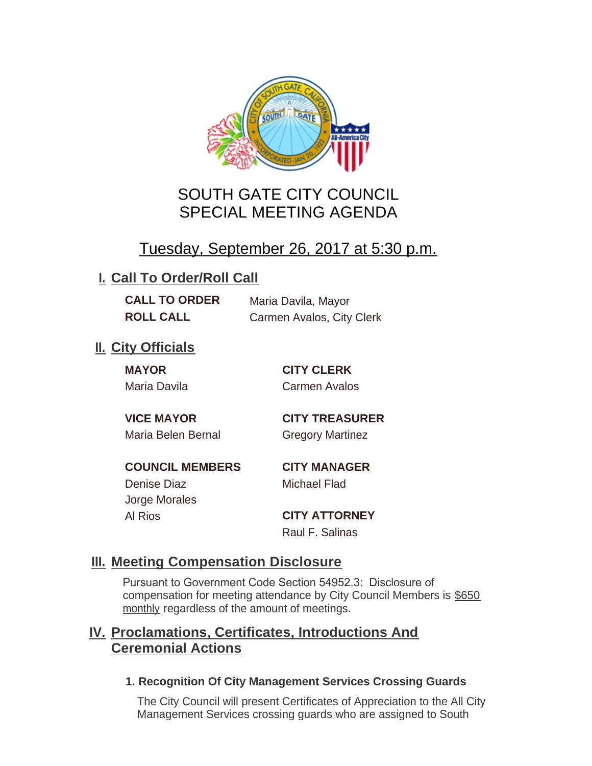# SOUTH GATE CITY COUNCIL
# SPECIAL MEETING AGENDA

## Tuesday, September 26, 2017 at 5:30 p.m.

## I. Call To Order/Roll Call

**CALL TO ORDER** Maria Davila, Mayor
**ROLL CALL** Carmen Avalos, City Clerk

## II. City Officials

**MAYOR**
Maria Davila

**VICE MAYOR**
Maria Belen Bernal

**COUNCIL MEMBERS**
Denise Diaz
Jorge Morales
Al Rios

**CITY CLERK**
Carmen Avalos

**CITY TREASURER**
Gregory Martinez

**CITY MANAGER**
Michael Flad

**CITY ATTORNEY**
Raul F. Salinas

## III. Meeting Compensation Disclosure

Pursuant to Government Code Section 54952.3: Disclosure of compensation for meeting attendance by City Council Members is $650 monthly regardless of the amount of meetings.

## IV. Proclamations, Certificates, Introductions And Ceremonial Actions

### 1. Recognition Of City Management Services Crossing Guards

The City Council will present Certificates of Appreciation to the All City Management Services crossing guards who are assigned to South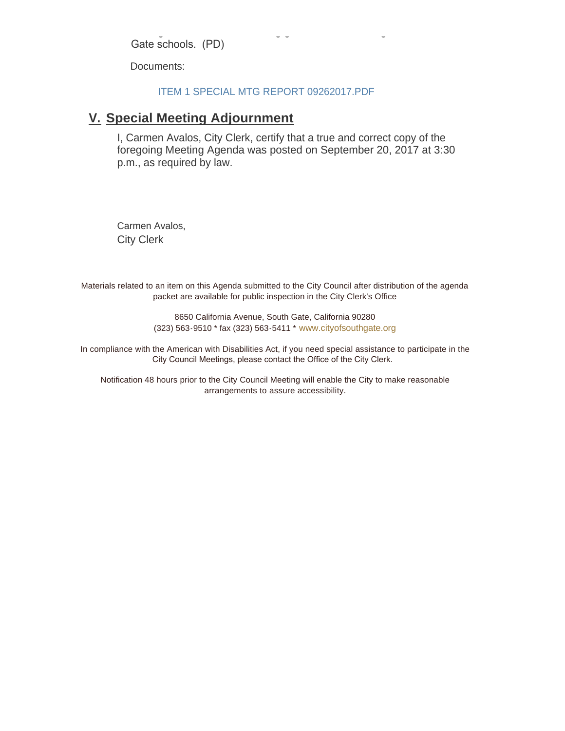Gate schools. (PD)

Documents:

ITEM 1 SPECIAL MTG REPORT 09262017.PDF

## V. Special Meeting Adjournment

I, Carmen Avalos, City Clerk, certify that a true and correct copy of the foregoing Meeting Agenda was posted on September 20, 2017 at 3:30 p.m., as required by law.

Carmen Avalos,
City Clerk

Materials related to an item on this Agenda submitted to the City Council after distribution of the agenda packet are available for public inspection in the City Clerk's Office

8650 California Avenue, South Gate, California 90280
(323) 563-9510 * fax (323) 563-5411 * www.cityofsouthgate.org

In compliance with the American with Disabilities Act, if you need special assistance to participate in the City Council Meetings, please contact the Office of the City Clerk.

Notification 48 hours prior to the City Council Meeting will enable the City to make reasonable arrangements to assure accessibility.